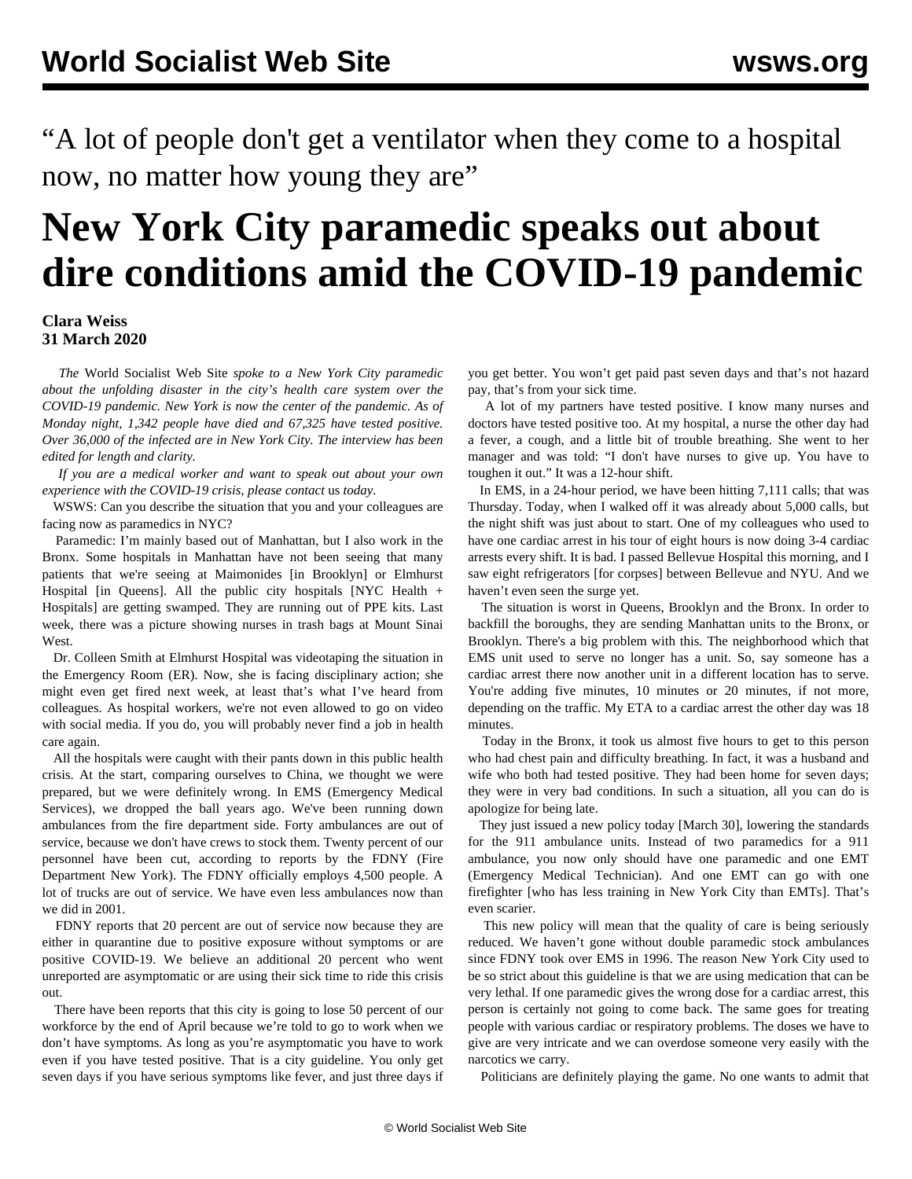“A lot of people don't get a ventilator when they come to a hospital now, no matter how young they are”

# New York City paramedic speaks out about dire conditions amid the COVID-19 pandemic

**Clara Weiss**
**31 March 2020**

*The* World Socialist Web Site *spoke to a New York City paramedic about the unfolding disaster in the city's health care system over the COVID-19 pandemic. New York is now the center of the pandemic. As of Monday night, 1,342 people have died and 67,325 have tested positive. Over 36,000 of the infected are in New York City. The interview has been edited for length and clarity.*

*If you are a medical worker and want to speak out about your own experience with the COVID-19 crisis, please contact* us *today.*

WSWS: Can you describe the situation that you and your colleagues are facing now as paramedics in NYC?

Paramedic: I'm mainly based out of Manhattan, but I also work in the Bronx. Some hospitals in Manhattan have not been seeing that many patients that we're seeing at Maimonides [in Brooklyn] or Elmhurst Hospital [in Queens]. All the public city hospitals [NYC Health + Hospitals] are getting swamped. They are running out of PPE kits. Last week, there was a picture showing nurses in trash bags at Mount Sinai West.

Dr. Colleen Smith at Elmhurst Hospital was videotaping the situation in the Emergency Room (ER). Now, she is facing disciplinary action; she might even get fired next week, at least that's what I've heard from colleagues. As hospital workers, we're not even allowed to go on video with social media. If you do, you will probably never find a job in health care again.

All the hospitals were caught with their pants down in this public health crisis. At the start, comparing ourselves to China, we thought we were prepared, but we were definitely wrong. In EMS (Emergency Medical Services), we dropped the ball years ago. We've been running down ambulances from the fire department side. Forty ambulances are out of service, because we don't have crews to stock them. Twenty percent of our personnel have been cut, according to reports by the FDNY (Fire Department New York). The FDNY officially employs 4,500 people. A lot of trucks are out of service. We have even less ambulances now than we did in 2001.

FDNY reports that 20 percent are out of service now because they are either in quarantine due to positive exposure without symptoms or are positive COVID-19. We believe an additional 20 percent who went unreported are asymptomatic or are using their sick time to ride this crisis out.

There have been reports that this city is going to lose 50 percent of our workforce by the end of April because we're told to go to work when we don't have symptoms. As long as you're asymptomatic you have to work even if you have tested positive. That is a city guideline. You only get seven days if you have serious symptoms like fever, and just three days if you get better. You won't get paid past seven days and that's not hazard pay, that's from your sick time.

A lot of my partners have tested positive. I know many nurses and doctors have tested positive too. At my hospital, a nurse the other day had a fever, a cough, and a little bit of trouble breathing. She went to her manager and was told: “I don't have nurses to give up. You have to toughen it out.” It was a 12-hour shift.

In EMS, in a 24-hour period, we have been hitting 7,111 calls; that was Thursday. Today, when I walked off it was already about 5,000 calls, but the night shift was just about to start. One of my colleagues who used to have one cardiac arrest in his tour of eight hours is now doing 3-4 cardiac arrests every shift. It is bad. I passed Bellevue Hospital this morning, and I saw eight refrigerators [for corpses] between Bellevue and NYU. And we haven't even seen the surge yet.

The situation is worst in Queens, Brooklyn and the Bronx. In order to backfill the boroughs, they are sending Manhattan units to the Bronx, or Brooklyn. There's a big problem with this. The neighborhood which that EMS unit used to serve no longer has a unit. So, say someone has a cardiac arrest there now another unit in a different location has to serve. You're adding five minutes, 10 minutes or 20 minutes, if not more, depending on the traffic. My ETA to a cardiac arrest the other day was 18 minutes.

Today in the Bronx, it took us almost five hours to get to this person who had chest pain and difficulty breathing. In fact, it was a husband and wife who both had tested positive. They had been home for seven days; they were in very bad conditions. In such a situation, all you can do is apologize for being late.

They just issued a new policy today [March 30], lowering the standards for the 911 ambulance units. Instead of two paramedics for a 911 ambulance, you now only should have one paramedic and one EMT (Emergency Medical Technician). And one EMT can go with one firefighter [who has less training in New York City than EMTs]. That's even scarier.

This new policy will mean that the quality of care is being seriously reduced. We haven't gone without double paramedic stock ambulances since FDNY took over EMS in 1996. The reason New York City used to be so strict about this guideline is that we are using medication that can be very lethal. If one paramedic gives the wrong dose for a cardiac arrest, this person is certainly not going to come back. The same goes for treating people with various cardiac or respiratory problems. The doses we have to give are very intricate and we can overdose someone very easily with the narcotics we carry.

Politicians are definitely playing the game. No one wants to admit that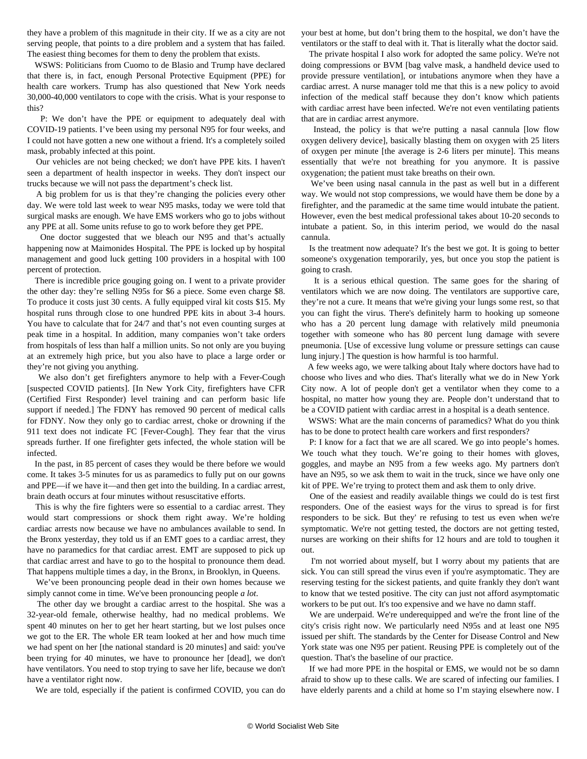they have a problem of this magnitude in their city. If we as a city are not serving people, that points to a dire problem and a system that has failed. The easiest thing becomes for them to deny the problem that exists.

WSWS: Politicians from Cuomo to de Blasio and Trump have declared that there is, in fact, enough Personal Protective Equipment (PPE) for health care workers. Trump has also questioned that New York needs 30,000-40,000 ventilators to cope with the crisis. What is your response to this?

P: We don't have the PPE or equipment to adequately deal with COVID-19 patients. I've been using my personal N95 for four weeks, and I could not have gotten a new one without a friend. It's a completely soiled mask, probably infected at this point.

Our vehicles are not being checked; we don't have PPE kits. I haven't seen a department of health inspector in weeks. They don't inspect our trucks because we will not pass the department's check list.

A big problem for us is that they're changing the policies every other day. We were told last week to wear N95 masks, today we were told that surgical masks are enough. We have EMS workers who go to jobs without any PPE at all. Some units refuse to go to work before they get PPE.

One doctor suggested that we bleach our N95 and that's actually happening now at Maimonides Hospital. The PPE is locked up by hospital management and good luck getting 100 providers in a hospital with 100 percent of protection.

There is incredible price gouging going on. I went to a private provider the other day: they're selling N95s for $6 a piece. Some even charge $8. To produce it costs just 30 cents. A fully equipped viral kit costs $15. My hospital runs through close to one hundred PPE kits in about 3-4 hours. You have to calculate that for 24/7 and that's not even counting surges at peak time in a hospital. In addition, many companies won't take orders from hospitals of less than half a million units. So not only are you buying at an extremely high price, but you also have to place a large order or they're not giving you anything.

We also don't get firefighters anymore to help with a Fever-Cough [suspected COVID patients]. [In New York City, firefighters have CFR (Certified First Responder) level training and can perform basic life support if needed.] The FDNY has removed 90 percent of medical calls for FDNY. Now they only go to cardiac arrest, choke or drowning if the 911 text does not indicate FC [Fever-Cough]. They fear that the virus spreads further. If one firefighter gets infected, the whole station will be infected.

In the past, in 85 percent of cases they would be there before we would come. It takes 3-5 minutes for us as paramedics to fully put on our gowns and PPE—if we have it—and then get into the building. In a cardiac arrest, brain death occurs at four minutes without resuscitative efforts.

This is why the fire fighters were so essential to a cardiac arrest. They would start compressions or shock them right away. We're holding cardiac arrests now because we have no ambulances available to send. In the Bronx yesterday, they told us if an EMT goes to a cardiac arrest, they have no paramedics for that cardiac arrest. EMT are supposed to pick up that cardiac arrest and have to go to the hospital to pronounce them dead. That happens multiple times a day, in the Bronx, in Brooklyn, in Queens.

We've been pronouncing people dead in their own homes because we simply cannot come in time. We've been pronouncing people *a lot*.

The other day we brought a cardiac arrest to the hospital. She was a 32-year-old female, otherwise healthy, had no medical problems. We spent 40 minutes on her to get her heart starting, but we lost pulses once we got to the ER. The whole ER team looked at her and how much time we had spent on her [the national standard is 20 minutes] and said: you've been trying for 40 minutes, we have to pronounce her [dead], we don't have ventilators. You need to stop trying to save her life, because we don't have a ventilator right now.

We are told, especially if the patient is confirmed COVID, you can do your best at home, but don't bring them to the hospital, we don't have the ventilators or the staff to deal with it. That is literally what the doctor said.

The private hospital I also work for adopted the same policy. We're not doing compressions or BVM [bag valve mask, a handheld device used to provide pressure ventilation], or intubations anymore when they have a cardiac arrest. A nurse manager told me that this is a new policy to avoid infection of the medical staff because they don't know which patients with cardiac arrest have been infected. We're not even ventilating patients that are in cardiac arrest anymore.

Instead, the policy is that we're putting a nasal cannula [low flow oxygen delivery device], basically blasting them on oxygen with 25 liters of oxygen per minute [the average is 2-6 liters per minute]. This means essentially that we're not breathing for you anymore. It is passive oxygenation; the patient must take breaths on their own.

We've been using nasal cannula in the past as well but in a different way. We would not stop compressions, we would have them be done by a firefighter, and the paramedic at the same time would intubate the patient. However, even the best medical professional takes about 10-20 seconds to intubate a patient. So, in this interim period, we would do the nasal cannula.

Is the treatment now adequate? It's the best we got. It is going to better someone's oxygenation temporarily, yes, but once you stop the patient is going to crash.

It is a serious ethical question. The same goes for the sharing of ventilators which we are now doing. The ventilators are supportive care, they're not a cure. It means that we're giving your lungs some rest, so that you can fight the virus. There's definitely harm to hooking up someone who has a 20 percent lung damage with relatively mild pneumonia together with someone who has 80 percent lung damage with severe pneumonia. [Use of excessive lung volume or pressure settings can cause lung injury.] The question is how harmful is too harmful.

A few weeks ago, we were talking about Italy where doctors have had to choose who lives and who dies. That's literally what we do in New York City now. A lot of people don't get a ventilator when they come to a hospital, no matter how young they are. People don't understand that to be a COVID patient with cardiac arrest in a hospital is a death sentence.

WSWS: What are the main concerns of paramedics? What do you think has to be done to protect health care workers and first responders?

P: I know for a fact that we are all scared. We go into people's homes. We touch what they touch. We're going to their homes with gloves, goggles, and maybe an N95 from a few weeks ago. My partners don't have an N95, so we ask them to wait in the truck, since we have only one kit of PPE. We're trying to protect them and ask them to only drive.

One of the easiest and readily available things we could do is test first responders. One of the easiest ways for the virus to spread is for first responders to be sick. But they' re refusing to test us even when we're symptomatic. We're not getting tested, the doctors are not getting tested, nurses are working on their shifts for 12 hours and are told to toughen it out.

I'm not worried about myself, but I worry about my patients that are sick. You can still spread the virus even if you're asymptomatic. They are reserving testing for the sickest patients, and quite frankly they don't want to know that we tested positive. The city can just not afford asymptomatic workers to be put out. It's too expensive and we have no damn staff.

We are underpaid. We're underequipped and we're the front line of the city's crisis right now. We particularly need N95s and at least one N95 issued per shift. The standards by the Center for Disease Control and New York state was one N95 per patient. Reusing PPE is completely out of the question. That's the baseline of our practice.

If we had more PPE in the hospital or EMS, we would not be so damn afraid to show up to these calls. We are scared of infecting our families. I have elderly parents and a child at home so I'm staying elsewhere now. I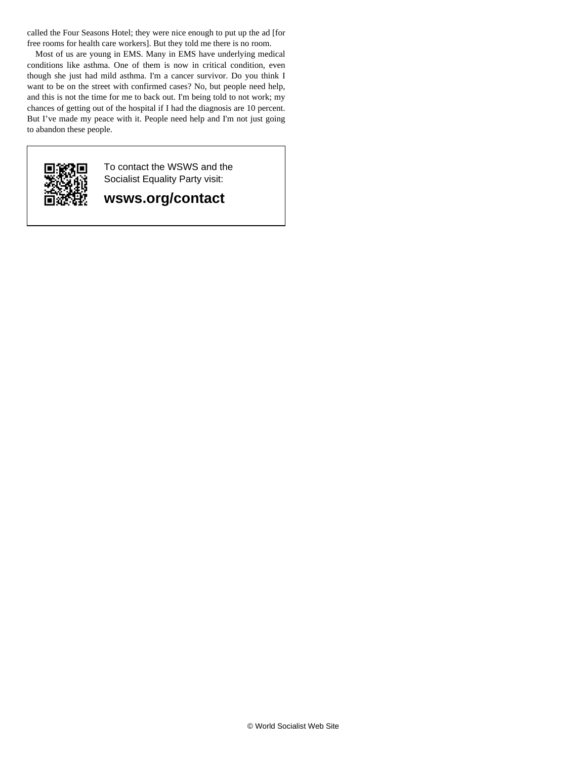called the Four Seasons Hotel; they were nice enough to put up the ad [for free rooms for health care workers]. But they told me there is no room.

Most of us are young in EMS. Many in EMS have underlying medical conditions like asthma. One of them is now in critical condition, even though she just had mild asthma. I'm a cancer survivor. Do you think I want to be on the street with confirmed cases? No, but people need help, and this is not the time for me to back out. I'm being told to not work; my chances of getting out of the hospital if I had the diagnosis are 10 percent. But I've made my peace with it. People need help and I'm not just going to abandon these people.

To contact the WSWS and the Socialist Equality Party visit:

**wsws.org/contact**

© World Socialist Web Site